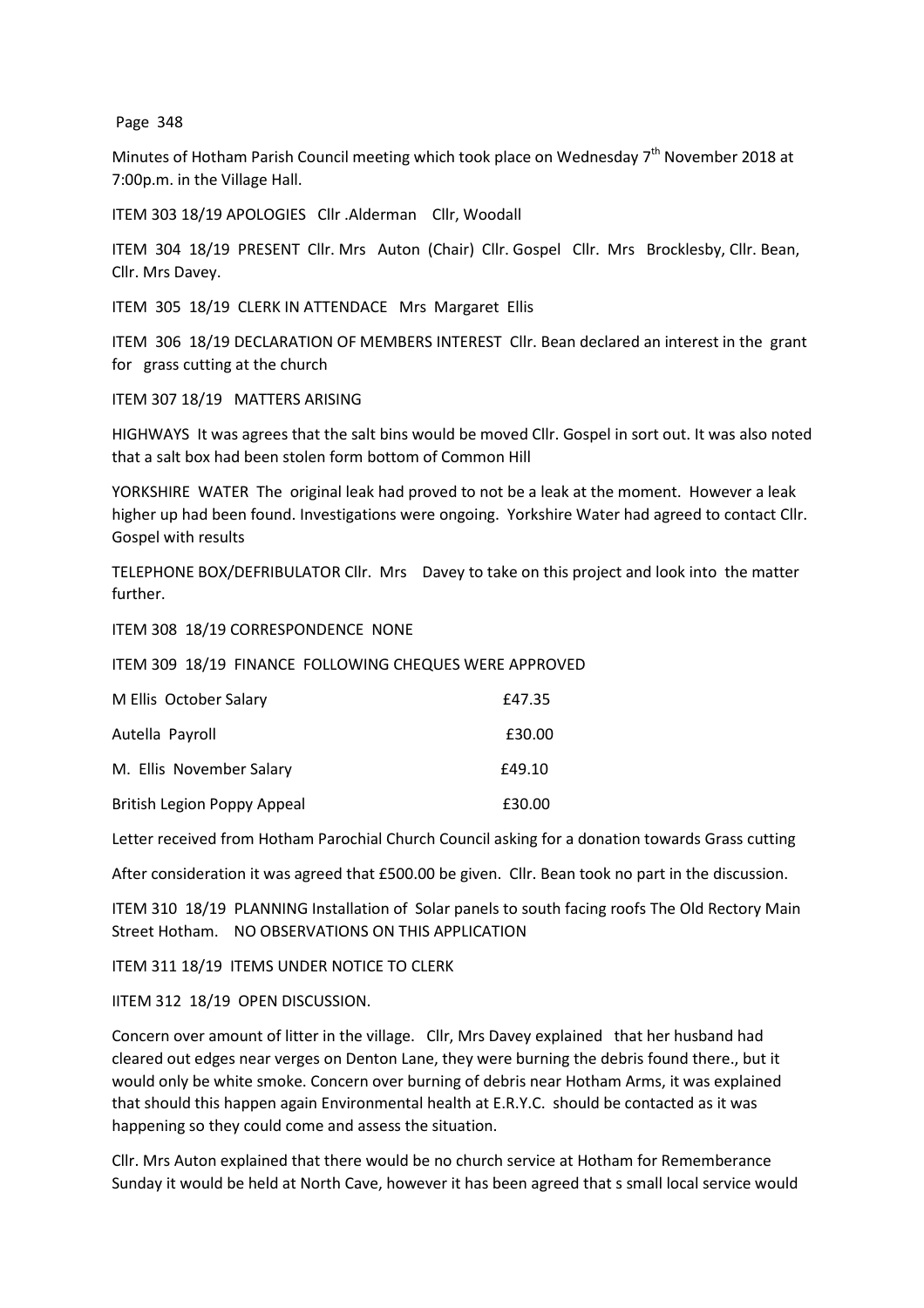Minutes of Hotham Parish Council meeting which took place on Wednesday 7th November 2018 at 7:00p.m. in the Village Hall.

ITEM 303 18/19 APOLOGIES Cllr .Alderman Cllr, Woodall

ITEM 304 18/19 PRESENT Cllr. Mrs Auton (Chair) Cllr. Gospel Cllr. Mrs Brocklesby, Cllr. Bean, Cllr. Mrs Davey.

ITEM 305 18/19 CLERK IN ATTENDACE Mrs Margaret Ellis

ITEM 306 18/19 DECLARATION OF MEMBERS INTEREST Cllr. Bean declared an interest in the grant for grass cutting at the church

ITEM 307 18/19 MATTERS ARISING

HIGHWAYS It was agrees that the salt bins would be moved Cllr. Gospel in sort out. It was also noted that a salt box had been stolen form bottom of Common Hill

YORKSHIRE WATER The original leak had proved to not be a leak at the moment. However a leak higher up had been found. Investigations were ongoing. Yorkshire Water had agreed to contact Cllr. Gospel with results

TELEPHONE BOX/DEFRIBULATOR Cllr. Mrs Davey to take on this project and look into the matter further.

ITEM 308 18/19 CORRESPONDENCE NONE

ITEM 309 18/19 FINANCE FOLLOWING CHEQUES WERE APPROVED

| | |
|---|---|
| M Ellis October Salary | £47.35 |
| Autella Payroll | £30.00 |
| M. Ellis November Salary | £49.10 |
| British Legion Poppy Appeal | £30.00 |

Letter received from Hotham Parochial Church Council asking for a donation towards Grass cutting

After consideration it was agreed that £500.00 be given. Cllr. Bean took no part in the discussion.

ITEM 310 18/19 PLANNING Installation of Solar panels to south facing roofs The Old Rectory Main Street Hotham. NO OBSERVATIONS ON THIS APPLICATION

ITEM 311 18/19 ITEMS UNDER NOTICE TO CLERK

IITEM 312 18/19 OPEN DISCUSSION.

Concern over amount of litter in the village. Cllr, Mrs Davey explained that her husband had cleared out edges near verges on Denton Lane, they were burning the debris found there., but it would only be white smoke. Concern over burning of debris near Hotham Arms, it was explained that should this happen again Environmental health at E.R.Y.C. should be contacted as it was happening so they could come and assess the situation.

Cllr. Mrs Auton explained that there would be no church service at Hotham for Rememberance Sunday it would be held at North Cave, however it has been agreed that s small local service would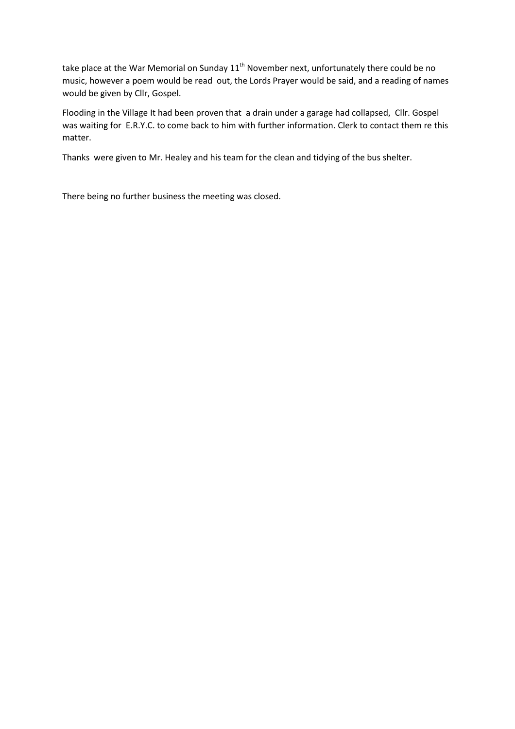take place at the War Memorial on Sunday 11th November next, unfortunately there could be no music, however a poem would be read out, the Lords Prayer would be said, and a reading of names would be given by Cllr, Gospel.

Flooding in the Village It had been proven that a drain under a garage had collapsed, Cllr. Gospel was waiting for E.R.Y.C. to come back to him with further information. Clerk to contact them re this matter.

Thanks were given to Mr. Healey and his team for the clean and tidying of the bus shelter.

There being no further business the meeting was closed.